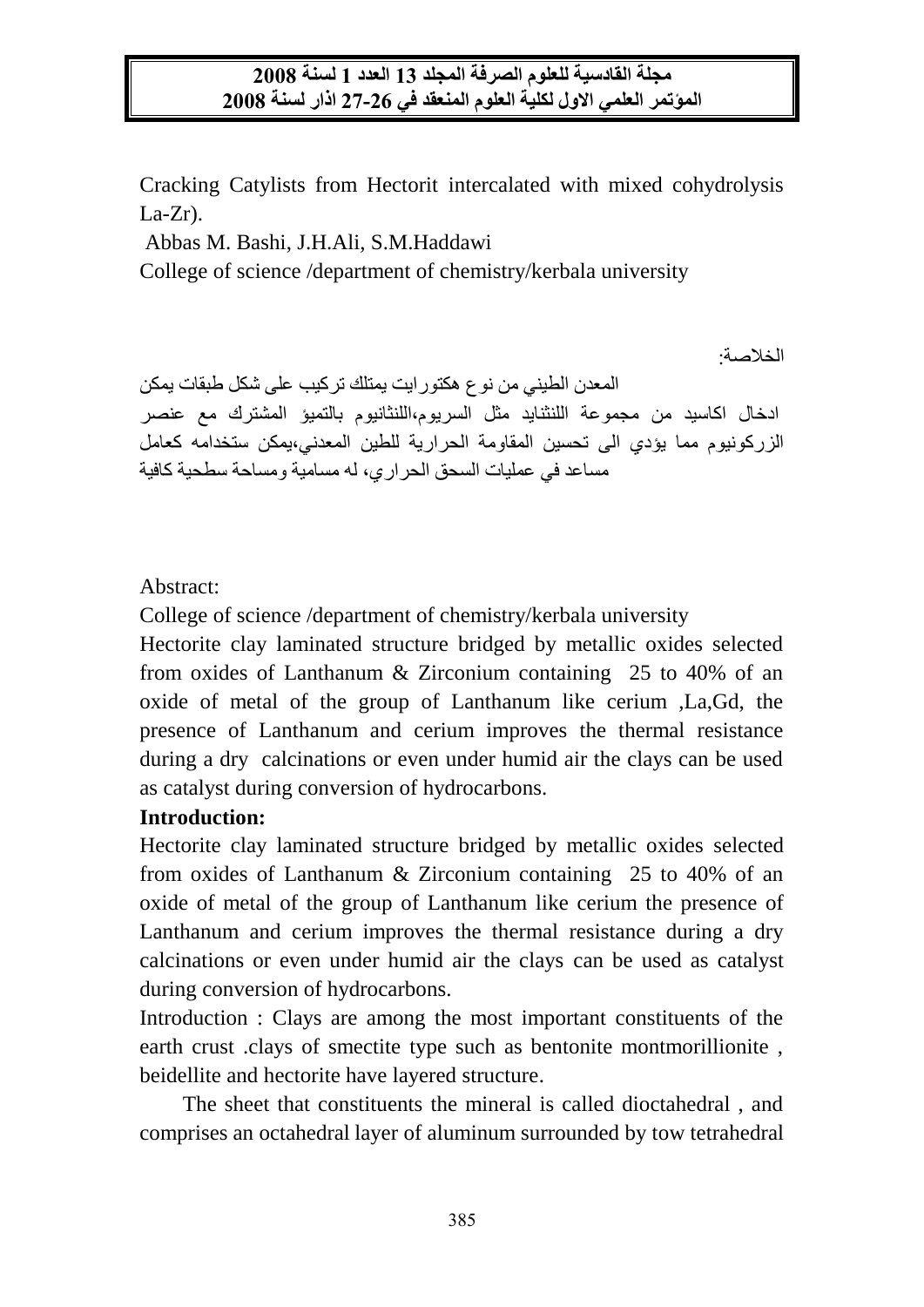Cracking Catylists from Hectorit intercalated with mixed cohydrolysis La-Zr).

Abbas M. Bashi, J.H.Ali, S.M.Haddawi

College of science /department of chemistry/kerbala university

الخلاصة:

المعدن الطيني من نوع هكتورايت يمتلك تركيب على شكل طبقات يمكن ادخال اكاسيد من مجموعة اللنثنايد مثل السريوم،اللنثانيوم بالتميؤ المشترك مع عنصر الزركونيوم مما يؤدي الى تحسين المقاومة الحرارية للطين المعدني،يمكن ستخدامه كعامل مساعد في عمليات السحق الحراري، له مسامية ومساحة سطحية كافية

Abstract:

College of science /department of chemistry/kerbala university

Hectorite clay laminated structure bridged by metallic oxides selected from oxides of Lanthanum & Zirconium containing 25 to 40% of an oxide of metal of the group of Lanthanum like cerium ,La,Gd, the presence of Lanthanum and cerium improves the thermal resistance during a dry calcinations or even under humid air the clays can be used as catalyst during conversion of hydrocarbons.

**Introduction:**

Hectorite clay laminated structure bridged by metallic oxides selected from oxides of Lanthanum & Zirconium containing 25 to 40% of an oxide of metal of the group of Lanthanum like cerium the presence of Lanthanum and cerium improves the thermal resistance during a dry calcinations or even under humid air the clays can be used as catalyst during conversion of hydrocarbons.

Introduction : Clays are among the most important constituents of the earth crust .clays of smectite type such as bentonite montmorillionite , beidellite and hectorite have layered structure.

The sheet that constituents the mineral is called dioctahedral , and comprises an octahedral layer of aluminum surrounded by tow tetrahedral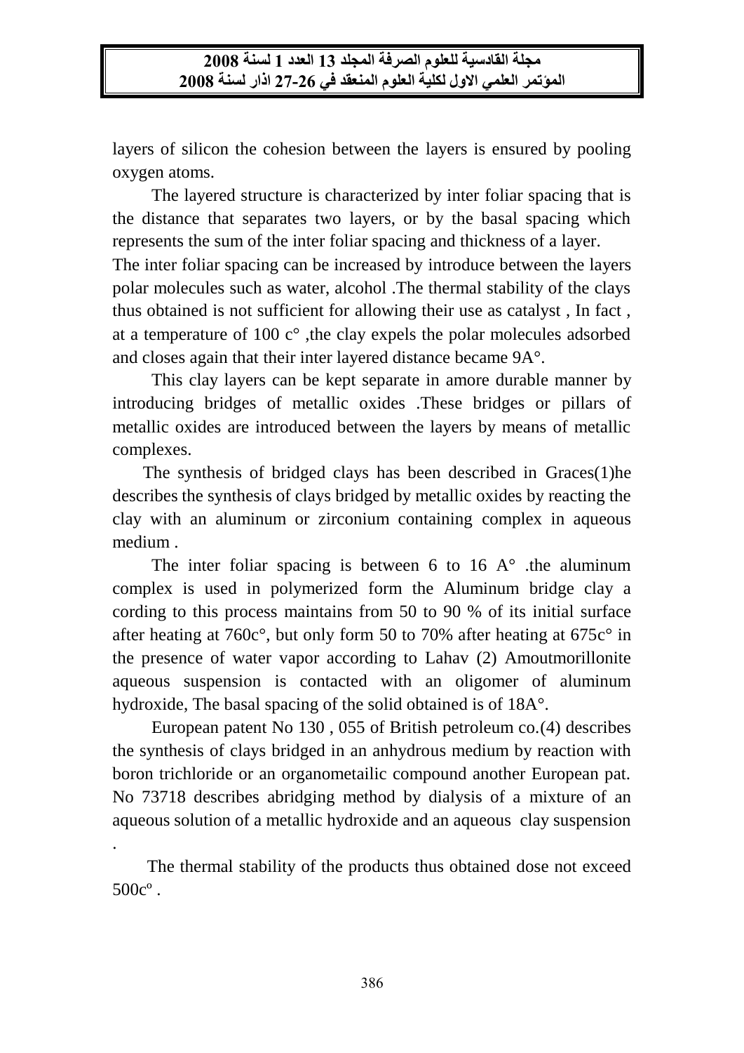layers of silicon the cohesion between the layers is ensured by pooling oxygen atoms.

The layered structure is characterized by inter foliar spacing that is the distance that separates two layers, or by the basal spacing which represents the sum of the inter foliar spacing and thickness of a layer.
The inter foliar spacing can be increased by introduce between the layers polar molecules such as water, alcohol .The thermal stability of the clays thus obtained is not sufficient for allowing their use as catalyst , In fact , at a temperature of 100 c° ,the clay expels the polar molecules adsorbed and closes again that their inter layered distance became 9A°.

This clay layers can be kept separate in amore durable manner by introducing bridges of metallic oxides .These bridges or pillars of metallic oxides are introduced between the layers by means of metallic complexes.

The synthesis of bridged clays has been described in Graces(1)he describes the synthesis of clays bridged by metallic oxides by reacting the clay with an aluminum or zirconium containing complex in aqueous medium .

The inter foliar spacing is between 6 to 16 A° .the aluminum complex is used in polymerized form the Aluminum bridge clay a cording to this process maintains from 50 to 90 % of its initial surface after heating at 760c°, but only form 50 to 70% after heating at 675c° in the presence of water vapor according to Lahav (2) Amoutmorillonite aqueous suspension is contacted with an oligomer of aluminum hydroxide, The basal spacing of the solid obtained is of 18A°.

European patent No 130 , 055 of British petroleum co.(4) describes the synthesis of clays bridged in an anhydrous medium by reaction with boron trichloride or an organometailic compound another European pat. No 73718 describes abridging method by dialysis of a mixture of an aqueous solution of a metallic hydroxide and an aqueous clay suspension .

The thermal stability of the products thus obtained dose not exceed 500cº .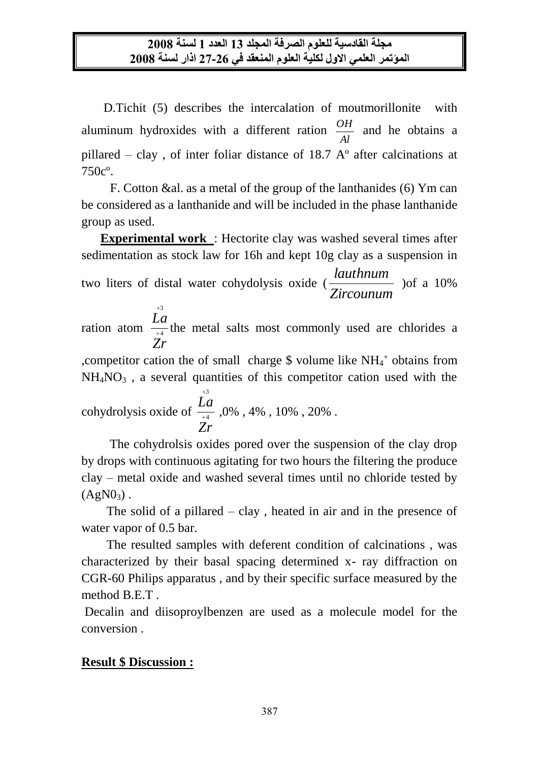D.Tichit (5) describes the intercalation of moutmorillonite with aluminum hydroxides with a different ration $\frac{OH}{Al}$ and he obtains a pillared – clay , of inter foliar distance of 18.7 A° after calcinations at 750c°.

F. Cotton &al. as a metal of the group of the lanthanides (6) Ym can be considered as a lanthanide and will be included in the phase lanthanide group as used.

**Experimental work** : Hectorite clay was washed several times after sedimentation as stock law for 16h and kept 10g clay as a suspension in two liters of distal water cohydolysis oxide ($\frac{lauthnum}{Zircounum}$ )of a 10% ration atom $\frac{La^{+3}}{Zr^{+4}}$ the metal salts most commonly used are chlorides a ,competitor cation the of small charge $ volume like $NH_4^+$ obtains from $NH_4NO_3$ , a several quantities of this competitor cation used with the cohydrolysis oxide of $\frac{La^{+3}}{Zr^{+4}}$ ,0% , 4% , 10% , 20% .

The cohydrolsis oxides pored over the suspension of the clay drop by drops with continuous agitating for two hours the filtering the produce clay – metal oxide and washed several times until no chloride tested by ($AgN0_3$) .

The solid of a pillared – clay , heated in air and in the presence of water vapor of 0.5 bar.

The resulted samples with deferent condition of calcinations , was characterized by their basal spacing determined x- ray diffraction on CGR-60 Philips apparatus , and by their specific surface measured by the method B.E.T .

Decalin and diisoproylbenzen are used as a molecule model for the conversion .

**Result $ Discussion :**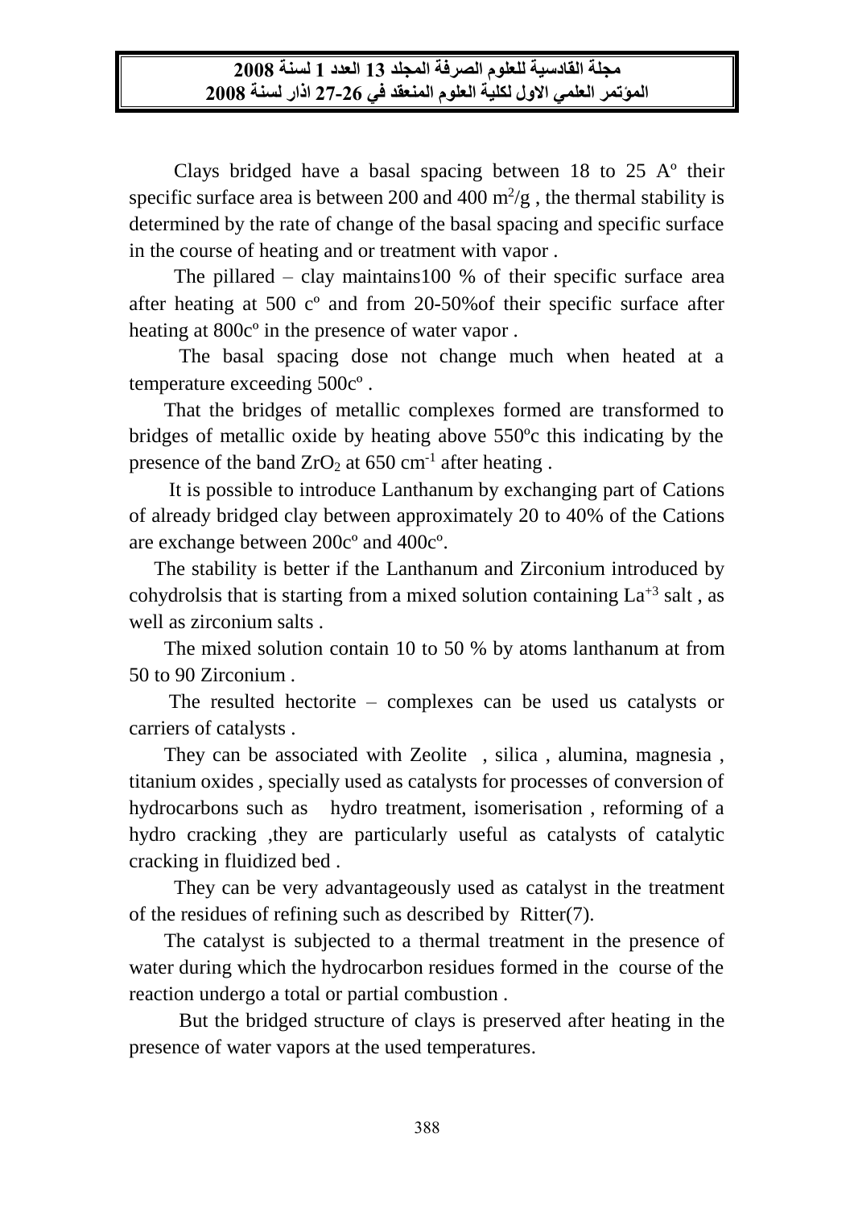Clays bridged have a basal spacing between 18 to 25 Aº their specific surface area is between 200 and 400 $m^2/g$ , the thermal stability is determined by the rate of change of the basal spacing and specific surface in the course of heating and or treatment with vapor .

The pillared – clay maintains100 % of their specific surface area after heating at 500 cº and from 20-50%of their specific surface after heating at 800cº in the presence of water vapor .

The basal spacing dose not change much when heated at a temperature exceeding 500cº .

That the bridges of metallic complexes formed are transformed to bridges of metallic oxide by heating above 550ºc this indicating by the presence of the band $ZrO_2$ at 650 $cm^{-1}$ after heating .

It is possible to introduce Lanthanum by exchanging part of Cations of already bridged clay between approximately 20 to 40% of the Cations are exchange between 200cº and 400cº.

The stability is better if the Lanthanum and Zirconium introduced by cohydrolsis that is starting from a mixed solution containing $La^{+3}$ salt , as well as zirconium salts .

The mixed solution contain 10 to 50 % by atoms lanthanum at from 50 to 90 Zirconium .

The resulted hectorite – complexes can be used us catalysts or carriers of catalysts .

They can be associated with Zeolite , silica , alumina, magnesia , titanium oxides , specially used as catalysts for processes of conversion of hydrocarbons such as hydro treatment, isomerisation , reforming of a hydro cracking ,they are particularly useful as catalysts of catalytic cracking in fluidized bed .

They can be very advantageously used as catalyst in the treatment of the residues of refining such as described by Ritter(7).

The catalyst is subjected to a thermal treatment in the presence of water during which the hydrocarbon residues formed in the course of the reaction undergo a total or partial combustion .

But the bridged structure of clays is preserved after heating in the presence of water vapors at the used temperatures.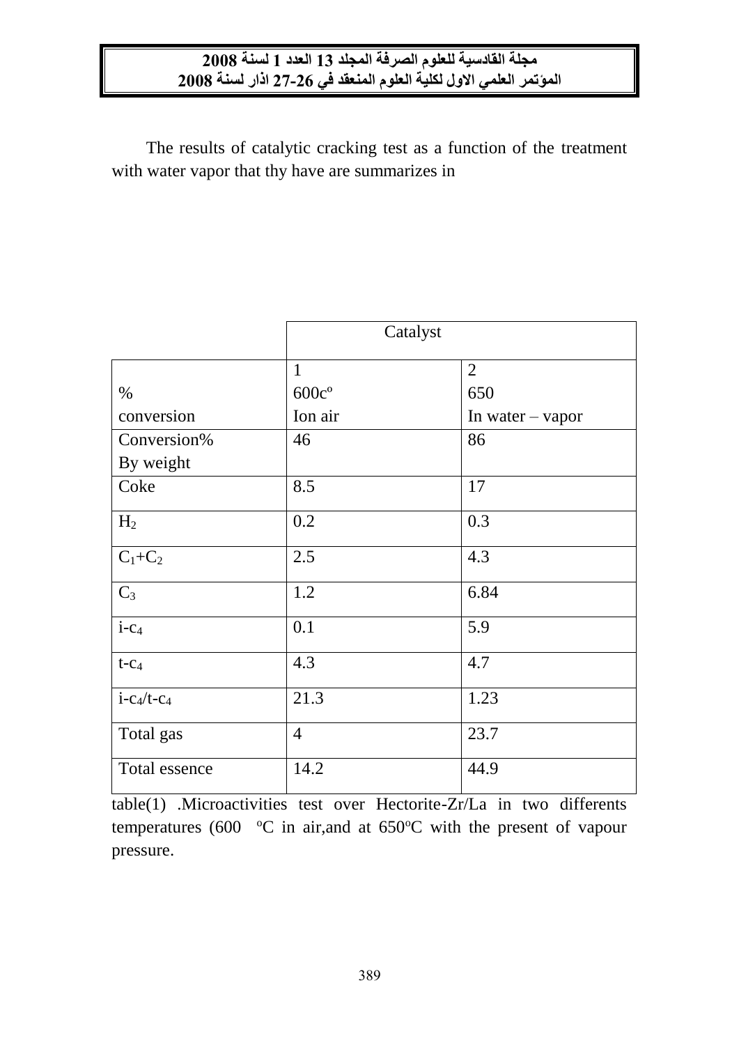The results of catalytic cracking test as a function of the treatment with water vapor that thy have are summarizes in

| | Catalyst | |
|---|---|---|
| % conversion | 1 600c° Ion air | 2 650 In water – vapor |
| Conversion% By weight | 46 | 86 |
| Coke | 8.5 | 17 |
| $H_2$ | 0.2 | 0.3 |
| $C_1$+$C_2$ | 2.5 | 4.3 |
| $C_3$ | 1.2 | 6.84 |
| i-$c_4$ | 0.1 | 5.9 |
| t-$c_4$ | 4.3 | 4.7 |
| i-$c_4$/t-$c_4$ | 21.3 | 1.23 |
| Total gas | 4 | 23.7 |
| Total essence | 14.2 | 44.9 |

table(1) .Microactivities test over Hectorite-Zr/La in two differents temperatures (600 °C in air,and at 650°C with the present of vapour pressure.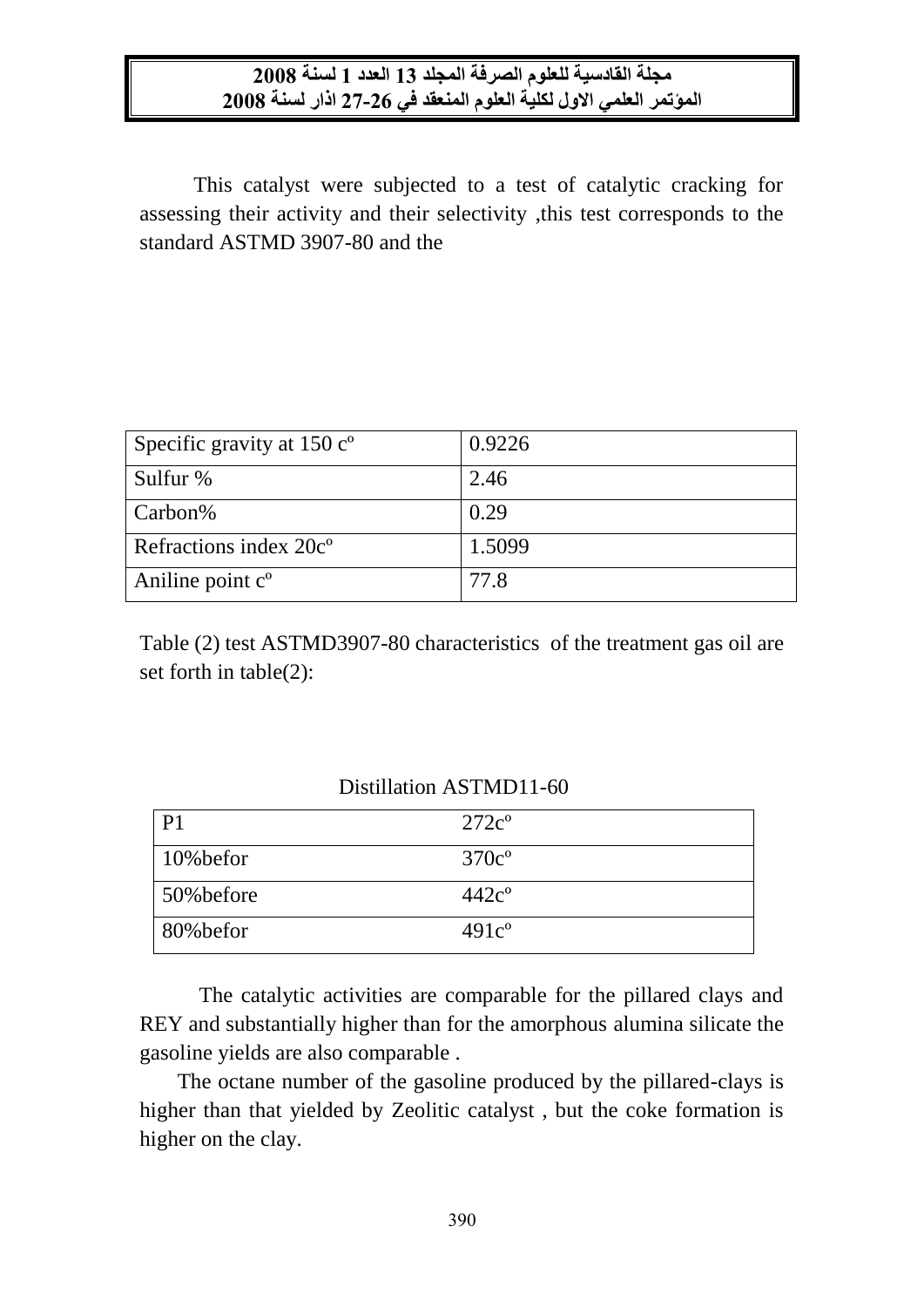This catalyst were subjected to a test of catalytic cracking for assessing their activity and their selectivity ,this test corresponds to the standard ASTMD 3907-80 and the

| Specific gravity at 150 c$^{o}$ | 0.9226 |
|---|---|
| Sulfur % | 2.46 |
| Carbon% | 0.29 |
| Refractions index 20c$^{o}$ | 1.5099 |
| Aniline point c$^{o}$ | 77.8 |

Table (2) test ASTMD3907-80 characteristics of the treatment gas oil are set forth in table(2):

Distillation ASTMD11-60

| P1 | 272c$^{o}$ |
|---|---|
| 10%befor | 370c$^{o}$ |
| 50%before | 442c$^{o}$ |
| 80%befor | 491c$^{o}$ |

The catalytic activities are comparable for the pillared clays and REY and substantially higher than for the amorphous alumina silicate the gasoline yields are also comparable .

The octane number of the gasoline produced by the pillared-clays is higher than that yielded by Zeolitic catalyst , but the coke formation is higher on the clay.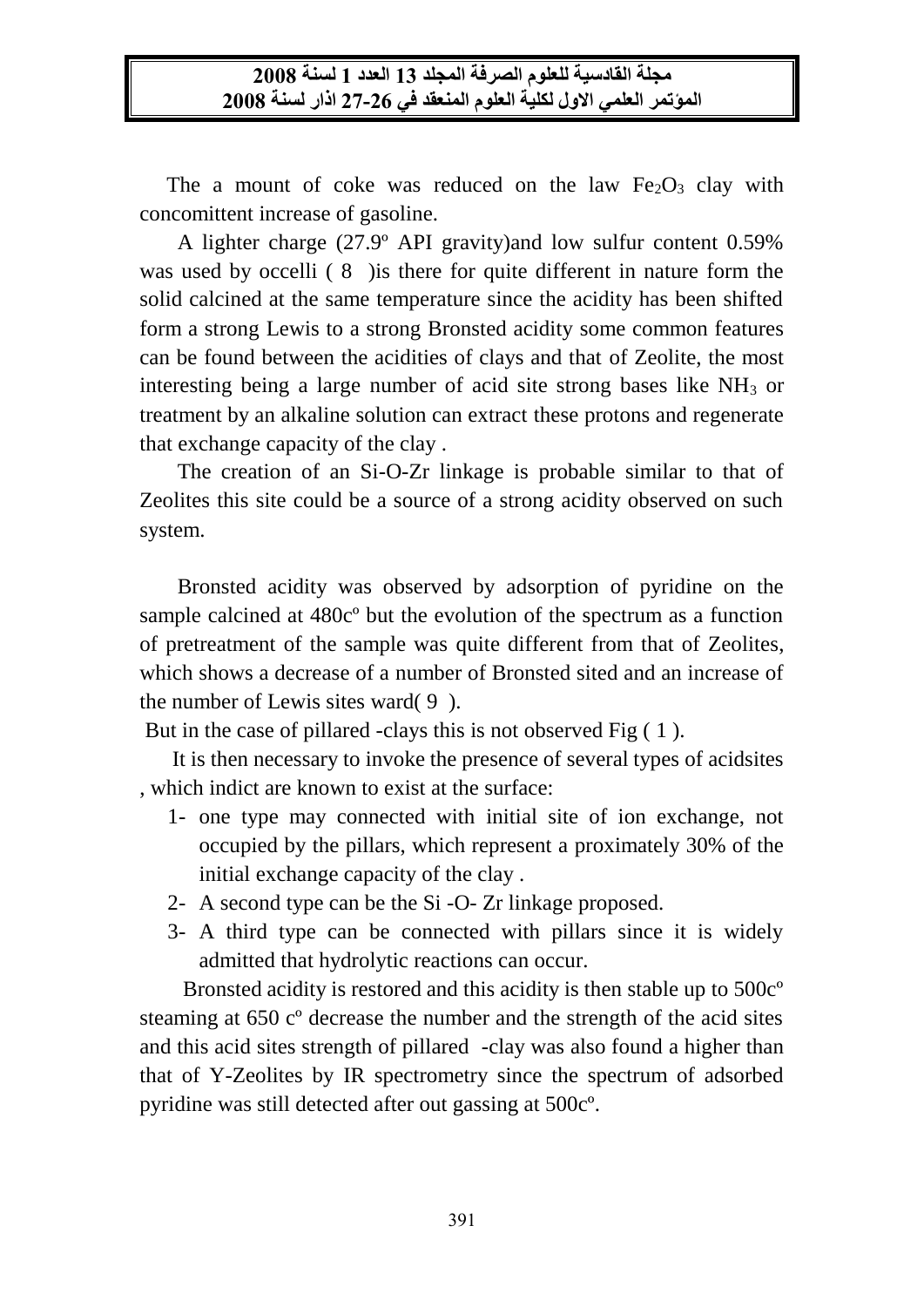The a mount of coke was reduced on the law $Fe_2O_3$ clay with concomittent increase of gasoline.

A lighter charge (27.9º API gravity)and low sulfur content 0.59% was used by occelli ( 8 )is there for quite different in nature form the solid calcined at the same temperature since the acidity has been shifted form a strong Lewis to a strong Bronsted acidity some common features can be found between the acidities of clays and that of Zeolite, the most interesting being a large number of acid site strong bases like $NH_3$ or treatment by an alkaline solution can extract these protons and regenerate that exchange capacity of the clay .

The creation of an Si-O-Zr linkage is probable similar to that of Zeolites this site could be a source of a strong acidity observed on such system.

Bronsted acidity was observed by adsorption of pyridine on the sample calcined at 480cº but the evolution of the spectrum as a function of pretreatment of the sample was quite different from that of Zeolites, which shows a decrease of a number of Bronsted sited and an increase of the number of Lewis sites ward( 9 ).

But in the case of pillared -clays this is not observed Fig ( 1 ).

It is then necessary to invoke the presence of several types of acidsites , which indict are known to exist at the surface:

1- one type may connected with initial site of ion exchange, not occupied by the pillars, which represent a proximately 30% of the initial exchange capacity of the clay .
2- A second type can be the Si -O- Zr linkage proposed.
3- A third type can be connected with pillars since it is widely admitted that hydrolytic reactions can occur.

Bronsted acidity is restored and this acidity is then stable up to 500cº steaming at 650 cº decrease the number and the strength of the acid sites and this acid sites strength of pillared -clay was also found a higher than that of Y-Zeolites by IR spectrometry since the spectrum of adsorbed pyridine was still detected after out gassing at 500cº.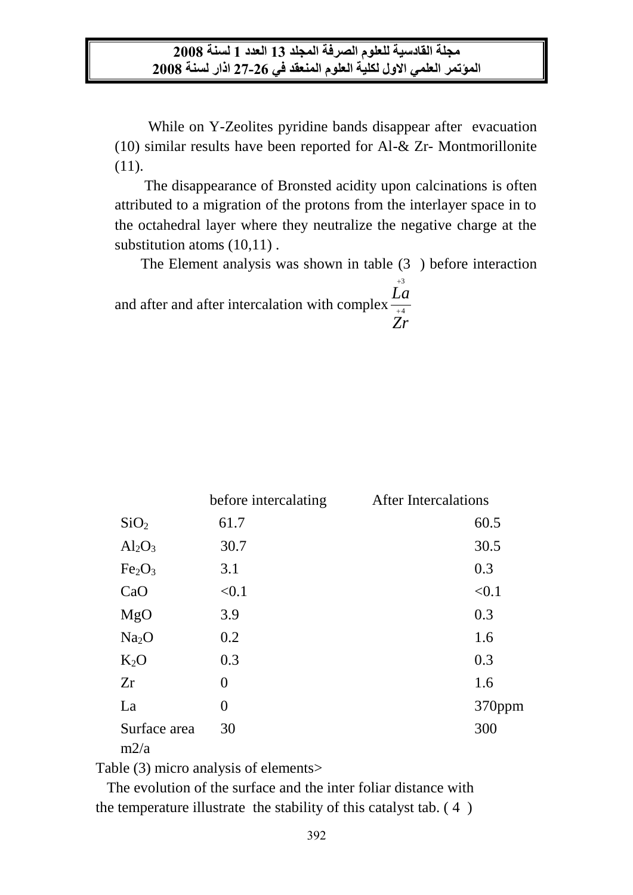While on Y-Zeolites pyridine bands disappear after evacuation (10) similar results have been reported for Al-& Zr- Montmorillonite (11).

The disappearance of Bronsted acidity upon calcinations is often attributed to a migration of the protons from the interlayer space in to the octahedral layer where they neutralize the negative charge at the substitution atoms (10,11) .

The Element analysis was shown in table (3 ) before interaction and after and after intercalation with complex $\frac{La^{+3}}{Zr^{+4}}$

| | before intercalating | After Intercalations |
|---|---|---|
| $SiO_2$ | 61.7 | 60.5 |
| $Al_2O_3$ | 30.7 | 30.5 |
| $Fe_2O_3$ | 3.1 | 0.3 |
| CaO | <0.1 | <0.1 |
| MgO | 3.9 | 0.3 |
| $Na_2O$ | 0.2 | 1.6 |
| $K_2O$ | 0.3 | 0.3 |
| Zr | 0 | 1.6 |
| La | 0 | 370ppm |
| Surface area m2/a | 30 | 300 |

Table (3) micro analysis of elements>

The evolution of the surface and the inter foliar distance with the temperature illustrate the stability of this catalyst tab. ( 4 )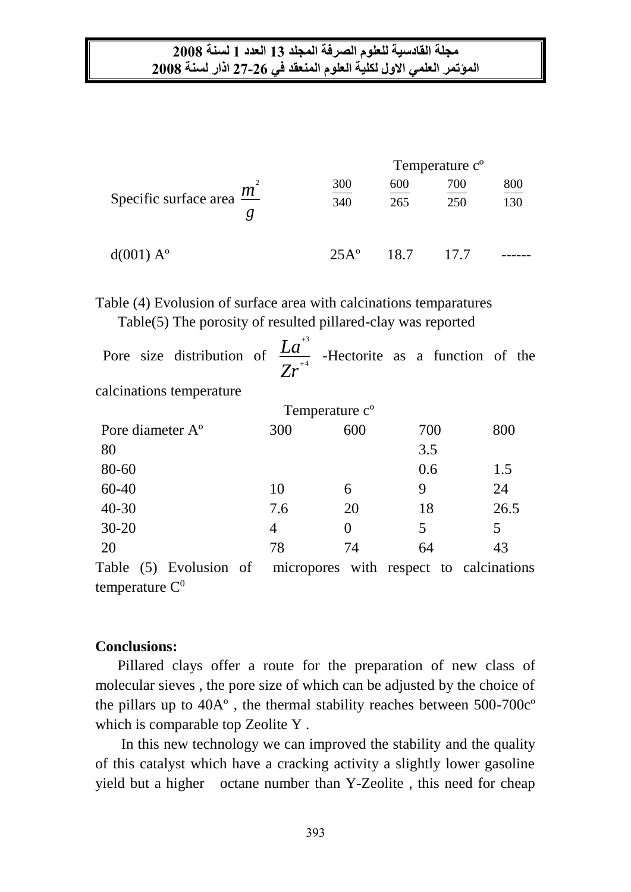| | Temperature c° | | | |
|---|---|---|---|---|
| Specific surface area $\frac{m^2}{g}$ | $\frac{300}{340}$ | $\frac{600}{265}$ | $\frac{700}{250}$ | $\frac{800}{130}$ |
| d(001) A° | 25A° | 18.7 | 17.7 | ------ |

Table (4) Evolusion of surface area with calcinations temparatures

Table(5) The porosity of resulted pillared-clay was reported

Pore size distribution of $\frac{La^{+3}}{Zr^{+4}}$ -Hectorite as a function of the calcinations temperature

| | Temperature c° | | | |
|---|---|---|---|---|
| Pore diameter A° | 300 | 600 | 700 | 800 |
| 80 | | | 3.5 | |
| 80-60 | | | 0.6 | 1.5 |
| 60-40 | 10 | 6 | 9 | 24 |
| 40-30 | 7.6 | 20 | 18 | 26.5 |
| 30-20 | 4 | 0 | 5 | 5 |
| 20 | 78 | 74 | 64 | 43 |

Table (5) Evolusion of micropores with respect to calcinations temperature $C^0$

**Conclusions:**

Pillared clays offer a route for the preparation of new class of molecular sieves , the pore size of which can be adjusted by the choice of the pillars up to 40A° , the thermal stability reaches between 500-700c° which is comparable top Zeolite Y .

In this new technology we can improved the stability and the quality of this catalyst which have a cracking activity a slightly lower gasoline yield but a higher octane number than Y-Zeolite , this need for cheap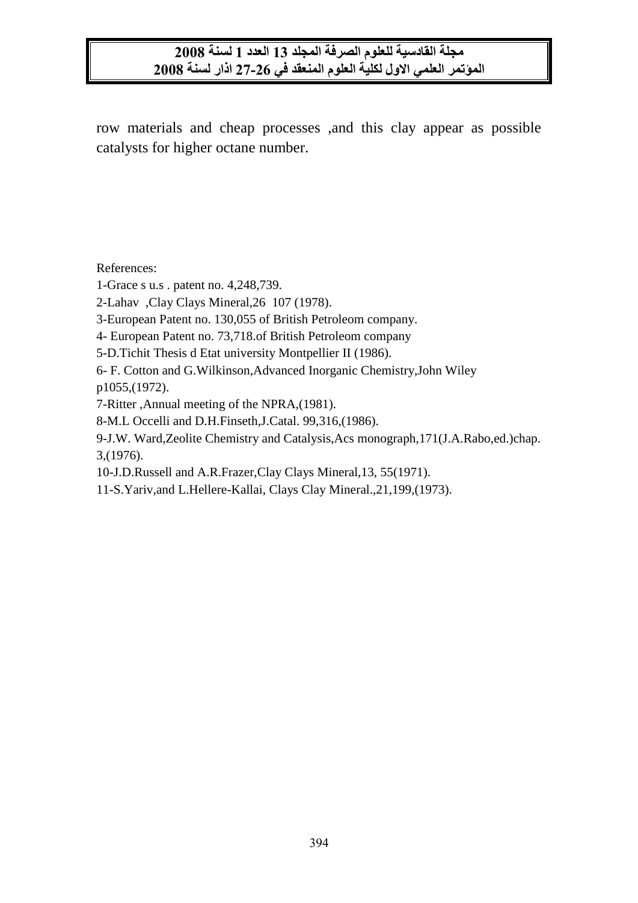row materials and cheap processes ,and this clay appear as possible catalysts for higher octane number.

References:

1-Grace s u.s . patent no. 4,248,739.

2-Lahav ,Clay Clays Mineral,26 107 (1978).

3-European Patent no. 130,055 of British Petroleom company.

4- European Patent no. 73,718.of British Petroleom company

5-D.Tichit Thesis d Etat university Montpellier II (1986).

6- F. Cotton and G.Wilkinson,Advanced Inorganic Chemistry,John Wiley p1055,(1972).

7-Ritter ,Annual meeting of the NPRA,(1981).

8-M.L Occelli and D.H.Finseth,J.Catal. 99,316,(1986).

9-J.W. Ward,Zeolite Chemistry and Catalysis,Acs monograph,171(J.A.Rabo,ed.)chap. 3,(1976).

10-J.D.Russell and A.R.Frazer,Clay Clays Mineral,13, 55(1971).

11-S.Yariv,and L.Hellere-Kallai, Clays Clay Mineral.,21,199,(1973).